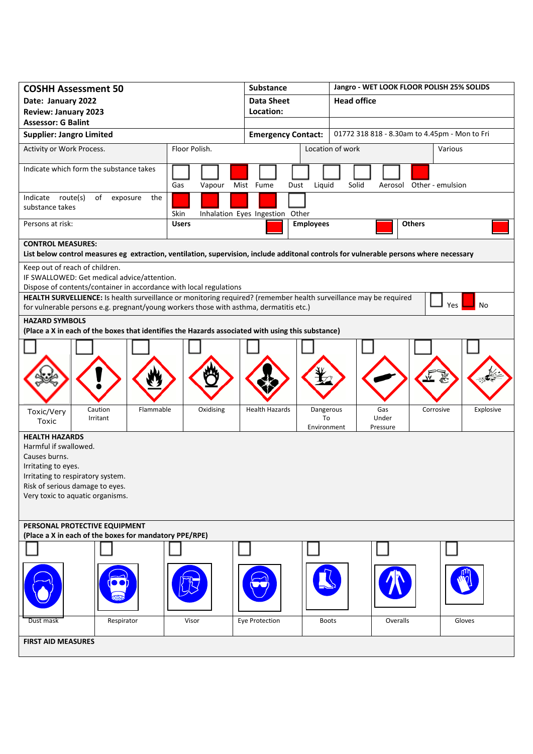| **COSHH Assessment 50** | **Substance** | **Jangro - WET LOOK FLOOR POLISH 25% SOLIDS** |
|---|---|---|
| **Date: January 2022** | **Data Sheet** | **Head office** |
| **Review: January 2023** | **Location:** | |
| **Assessor: G Balint** | | |
| **Supplier: Jangro Limited** | **Emergency Contact:** | 01772 318 818 - 8.30am to 4.45pm - Mon to Fri |

| Activity or Work Process. | Floor Polish. | Location of work | Various |
|---|---|---|---|

Indicate which form the substance takes: Gas, Vapour, Mist, Fume, Dust, Liquid, Solid, Aerosol, Other - emulsion

Indicate route(s) of exposure the substance takes: Skin, Inhalation, Eyes, Ingestion, Other

Persons at risk: **Users**, **Employees**, **Others**

**CONTROL MEASURES:**
**List below control measures eg extraction, ventilation, supervision, include additonal controls for vulnerable persons where necessary**

Keep out of reach of children.
IF SWALLOWED: Get medical advice/attention.
Dispose of contents/container in accordance with local regulations

**HEALTH SURVELLIENCE:** Is health surveillance or monitoring required? (remember health surveillance may be required for vulnerable persons e.g. pregnant/young workers those with asthma, dermatitis etc.) Yes / No

**HAZARD SYMBOLS**
**(Place a X in each of the boxes that identifies the Hazards associated with using this substance)**

| Toxic/Very Toxic | Caution Irritant | Flammable | Oxidising | Health Hazards | Dangerous To Environment | Gas Under Pressure | Corrosive | Explosive |
|---|---|---|---|---|---|---|---|---|
| | | | | | | | | |

**HEALTH HAZARDS**
Harmful if swallowed.
Causes burns.
Irritating to eyes.
Irritating to respiratory system.
Risk of serious damage to eyes.
Very toxic to aquatic organisms.

**PERSONAL PROTECTIVE EQUIPMENT**
**(Place a X in each of the boxes for mandatory PPE/RPE)**

| Dust mask | Respirator | Visor | Eye Protection | Boots | Overalls | Gloves |
|---|---|---|---|---|---|---|
| | | | | | | |

**FIRST AID MEASURES**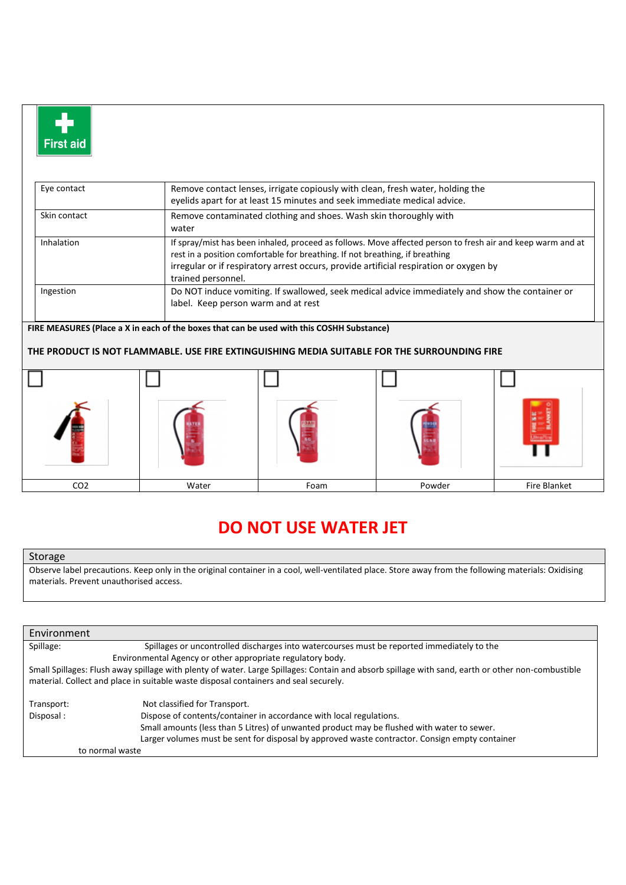First aid

| | |
|---|---|
| Eye contact | Remove contact lenses, irrigate copiously with clean, fresh water, holding the eyelids apart for at least 15 minutes and seek immediate medical advice. |
| Skin contact | Remove contaminated clothing and shoes. Wash skin thoroughly with water |
| Inhalation | If spray/mist has been inhaled, proceed as follows. Move affected person to fresh air and keep warm and at rest in a position comfortable for breathing. If not breathing, if breathing irregular or if respiratory arrest occurs, provide artificial respiration or oxygen by trained personnel. |
| Ingestion | Do NOT induce vomiting. If swallowed, seek medical advice immediately and show the container or label. Keep person warm and at rest |

**FIRE MEASURES (Place a X in each of the boxes that can be used with this COSHH Substance)**

**THE PRODUCT IS NOT FLAMMABLE. USE FIRE EXTINGUISHING MEDIA SUITABLE FOR THE SURROUNDING FIRE**

| ☐ | ☐ | ☐ | ☐ | ☐ |
|---|---|---|---|---|
| $CO_2$ | Water | Foam | Powder | Fire Blanket |

## DO NOT USE WATER JET

### Storage

Observe label precautions. Keep only in the original container in a cool, well-ventilated place. Store away from the following materials: Oxidising materials. Prevent unauthorised access.

### Environment

Spillage: Spillages or uncontrolled discharges into watercourses must be reported immediately to the Environmental Agency or other appropriate regulatory body.

Small Spillages: Flush away spillage with plenty of water. Large Spillages: Contain and absorb spillage with sand, earth or other non-combustible material. Collect and place in suitable waste disposal containers and seal securely.

Transport: Not classified for Transport.

Disposal : Dispose of contents/container in accordance with local regulations.
Small amounts (less than 5 Litres) of unwanted product may be flushed with water to sewer.
Larger volumes must be sent for disposal by approved waste contractor. Consign empty container to normal waste